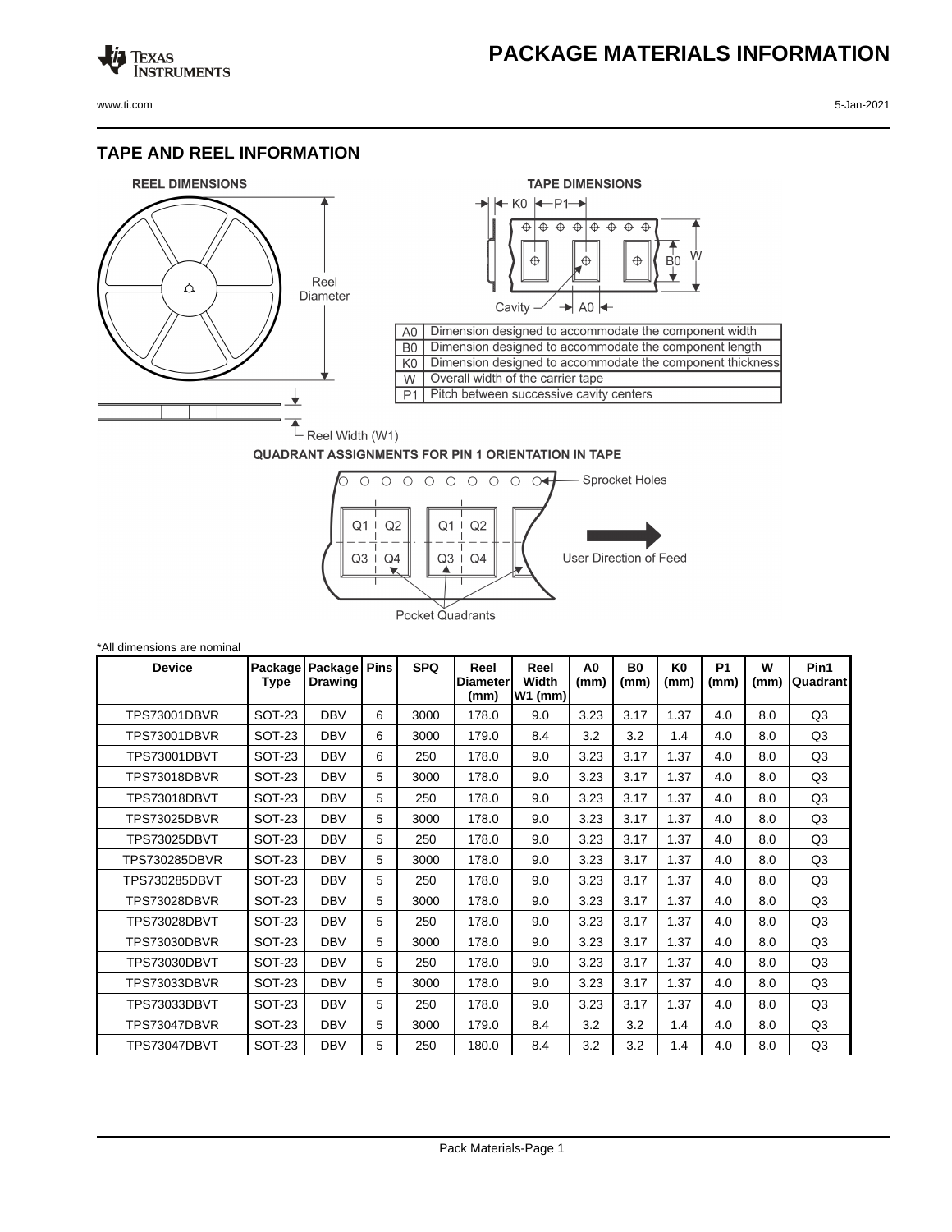# PACKAGE MATERIALS INFORMATION

## TAPE AND REEL INFORMATION

**REEL DIMENSIONS**

Reel Diameter

Reel Width (W1)

**TAPE DIMENSIONS**

| | |
|---|---|
| A0 | Dimension designed to accommodate the component width |
| B0 | Dimension designed to accommodate the component length |
| K0 | Dimension designed to accommodate the component thickness |
| W | Overall width of the carrier tape |
| P1 | Pitch between successive cavity centers |

**QUADRANT ASSIGNMENTS FOR PIN 1 ORIENTATION IN TAPE**

Sprocket Holes

User Direction of Feed

Pocket Quadrants

*All dimensions are nominal

| Device | Package Type | Package Drawing | Pins | SPQ | Reel Diameter (mm) | Reel Width W1 (mm) | A0 (mm) | B0 (mm) | K0 (mm) | P1 (mm) | W (mm) | Pin1 Quadrant |
|---|---|---|---|---|---|---|---|---|---|---|---|---|
| TPS73001DBVR | SOT-23 | DBV | 6 | 3000 | 178.0 | 9.0 | 3.23 | 3.17 | 1.37 | 4.0 | 8.0 | Q3 |
| TPS73001DBVR | SOT-23 | DBV | 6 | 3000 | 179.0 | 8.4 | 3.2 | 3.2 | 1.4 | 4.0 | 8.0 | Q3 |
| TPS73001DBVT | SOT-23 | DBV | 6 | 250 | 178.0 | 9.0 | 3.23 | 3.17 | 1.37 | 4.0 | 8.0 | Q3 |
| TPS73018DBVR | SOT-23 | DBV | 5 | 3000 | 178.0 | 9.0 | 3.23 | 3.17 | 1.37 | 4.0 | 8.0 | Q3 |
| TPS73018DBVT | SOT-23 | DBV | 5 | 250 | 178.0 | 9.0 | 3.23 | 3.17 | 1.37 | 4.0 | 8.0 | Q3 |
| TPS73025DBVR | SOT-23 | DBV | 5 | 3000 | 178.0 | 9.0 | 3.23 | 3.17 | 1.37 | 4.0 | 8.0 | Q3 |
| TPS73025DBVT | SOT-23 | DBV | 5 | 250 | 178.0 | 9.0 | 3.23 | 3.17 | 1.37 | 4.0 | 8.0 | Q3 |
| TPS730285DBVR | SOT-23 | DBV | 5 | 3000 | 178.0 | 9.0 | 3.23 | 3.17 | 1.37 | 4.0 | 8.0 | Q3 |
| TPS730285DBVT | SOT-23 | DBV | 5 | 250 | 178.0 | 9.0 | 3.23 | 3.17 | 1.37 | 4.0 | 8.0 | Q3 |
| TPS73028DBVR | SOT-23 | DBV | 5 | 3000 | 178.0 | 9.0 | 3.23 | 3.17 | 1.37 | 4.0 | 8.0 | Q3 |
| TPS73028DBVT | SOT-23 | DBV | 5 | 250 | 178.0 | 9.0 | 3.23 | 3.17 | 1.37 | 4.0 | 8.0 | Q3 |
| TPS73030DBVR | SOT-23 | DBV | 5 | 3000 | 178.0 | 9.0 | 3.23 | 3.17 | 1.37 | 4.0 | 8.0 | Q3 |
| TPS73030DBVT | SOT-23 | DBV | 5 | 250 | 178.0 | 9.0 | 3.23 | 3.17 | 1.37 | 4.0 | 8.0 | Q3 |
| TPS73033DBVR | SOT-23 | DBV | 5 | 3000 | 178.0 | 9.0 | 3.23 | 3.17 | 1.37 | 4.0 | 8.0 | Q3 |
| TPS73033DBVT | SOT-23 | DBV | 5 | 250 | 178.0 | 9.0 | 3.23 | 3.17 | 1.37 | 4.0 | 8.0 | Q3 |
| TPS73047DBVR | SOT-23 | DBV | 5 | 3000 | 179.0 | 8.4 | 3.2 | 3.2 | 1.4 | 4.0 | 8.0 | Q3 |
| TPS73047DBVT | SOT-23 | DBV | 5 | 250 | 180.0 | 8.4 | 3.2 | 3.2 | 1.4 | 4.0 | 8.0 | Q3 |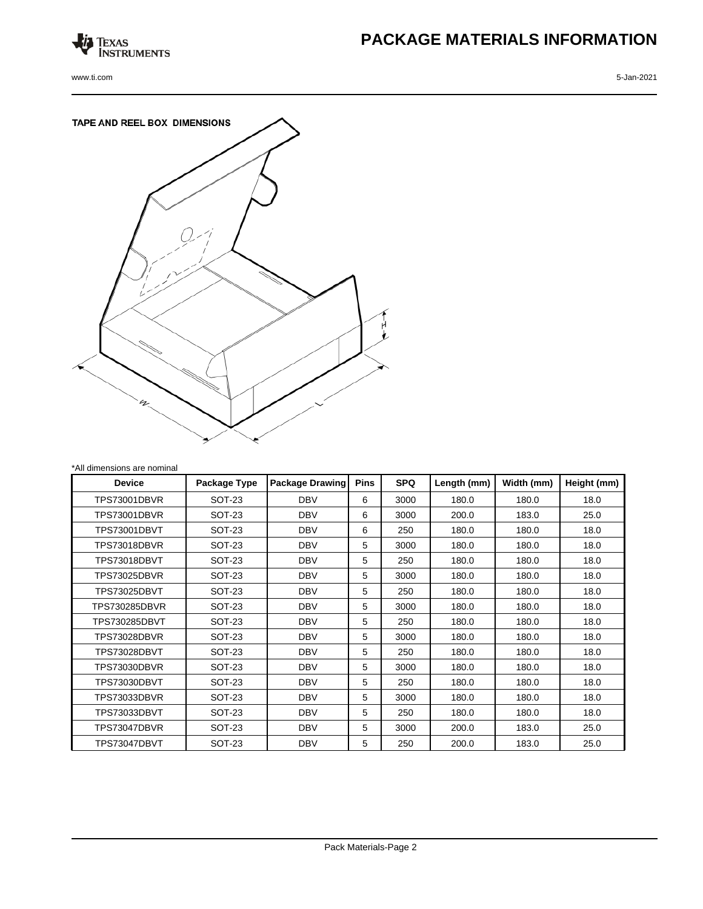# PACKAGE MATERIALS INFORMATION

TAPE AND REEL BOX DIMENSIONS

H

W

L

*All dimensions are nominal

| Device | Package Type | Package Drawing | Pins | SPQ | Length (mm) | Width (mm) | Height (mm) |
|---|---|---|---|---|---|---|---|
| TPS73001DBVR | SOT-23 | DBV | 6 | 3000 | 180.0 | 180.0 | 18.0 |
| TPS73001DBVR | SOT-23 | DBV | 6 | 3000 | 200.0 | 183.0 | 25.0 |
| TPS73001DBVT | SOT-23 | DBV | 6 | 250 | 180.0 | 180.0 | 18.0 |
| TPS73018DBVR | SOT-23 | DBV | 5 | 3000 | 180.0 | 180.0 | 18.0 |
| TPS73018DBVT | SOT-23 | DBV | 5 | 250 | 180.0 | 180.0 | 18.0 |
| TPS73025DBVR | SOT-23 | DBV | 5 | 3000 | 180.0 | 180.0 | 18.0 |
| TPS73025DBVT | SOT-23 | DBV | 5 | 250 | 180.0 | 180.0 | 18.0 |
| TPS730285DBVR | SOT-23 | DBV | 5 | 3000 | 180.0 | 180.0 | 18.0 |
| TPS730285DBVT | SOT-23 | DBV | 5 | 250 | 180.0 | 180.0 | 18.0 |
| TPS73028DBVR | SOT-23 | DBV | 5 | 3000 | 180.0 | 180.0 | 18.0 |
| TPS73028DBVT | SOT-23 | DBV | 5 | 250 | 180.0 | 180.0 | 18.0 |
| TPS73030DBVR | SOT-23 | DBV | 5 | 3000 | 180.0 | 180.0 | 18.0 |
| TPS73030DBVT | SOT-23 | DBV | 5 | 250 | 180.0 | 180.0 | 18.0 |
| TPS73033DBVR | SOT-23 | DBV | 5 | 3000 | 180.0 | 180.0 | 18.0 |
| TPS73033DBVT | SOT-23 | DBV | 5 | 250 | 180.0 | 180.0 | 18.0 |
| TPS73047DBVR | SOT-23 | DBV | 5 | 3000 | 200.0 | 183.0 | 25.0 |
| TPS73047DBVT | SOT-23 | DBV | 5 | 250 | 200.0 | 183.0 | 25.0 |